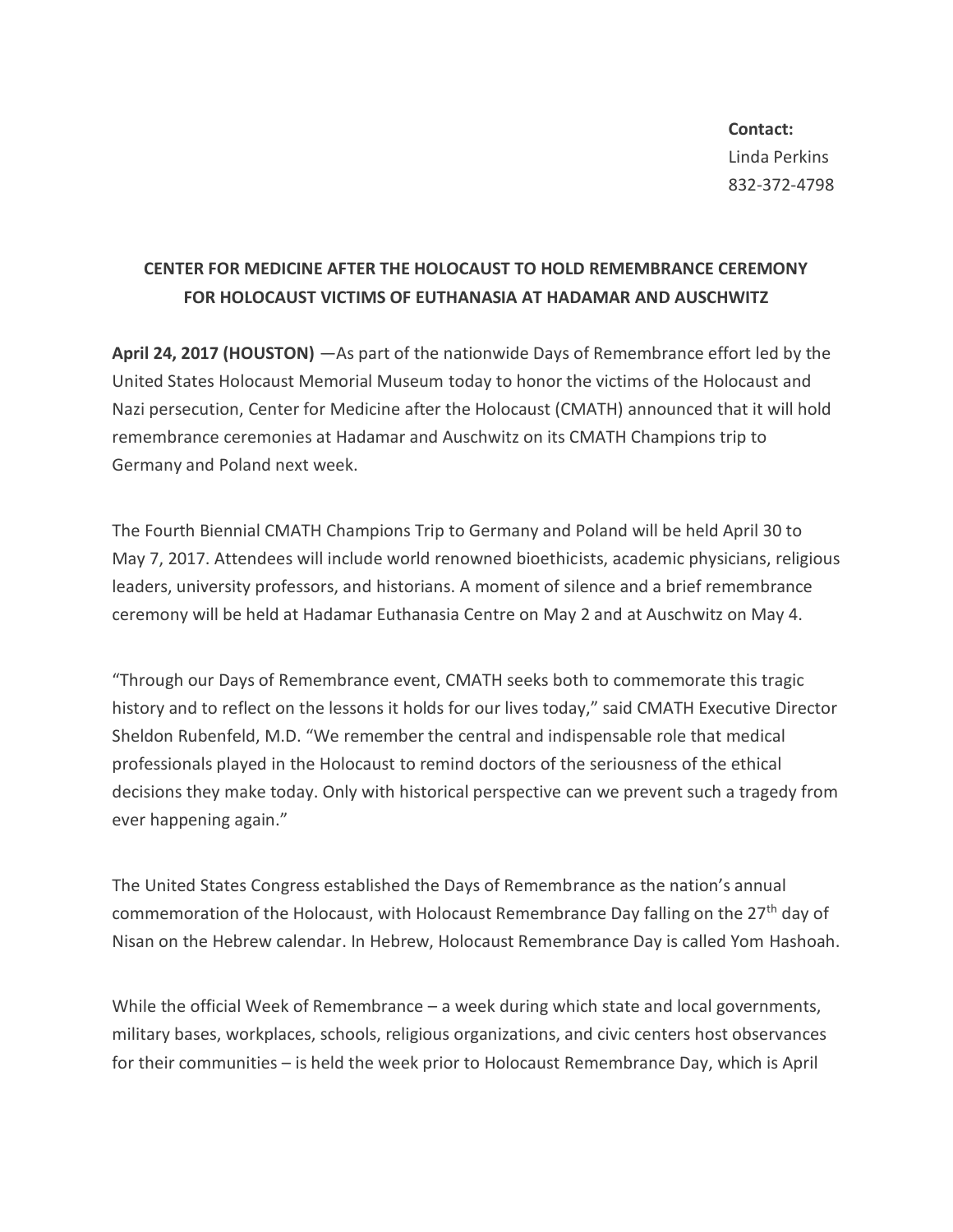**Contact:**
Linda Perkins
832-372-4798

**CENTER FOR MEDICINE AFTER THE HOLOCAUST TO HOLD REMEMBRANCE CEREMONY FOR HOLOCAUST VICTIMS OF EUTHANASIA AT HADAMAR AND AUSCHWITZ**

**April 24, 2017 (HOUSTON)** —As part of the nationwide Days of Remembrance effort led by the United States Holocaust Memorial Museum today to honor the victims of the Holocaust and Nazi persecution, Center for Medicine after the Holocaust (CMATH) announced that it will hold remembrance ceremonies at Hadamar and Auschwitz on its CMATH Champions trip to Germany and Poland next week.

The Fourth Biennial CMATH Champions Trip to Germany and Poland will be held April 30 to May 7, 2017. Attendees will include world renowned bioethicists, academic physicians, religious leaders, university professors, and historians. A moment of silence and a brief remembrance ceremony will be held at Hadamar Euthanasia Centre on May 2 and at Auschwitz on May 4.

"Through our Days of Remembrance event, CMATH seeks both to commemorate this tragic history and to reflect on the lessons it holds for our lives today," said CMATH Executive Director Sheldon Rubenfeld, M.D. "We remember the central and indispensable role that medical professionals played in the Holocaust to remind doctors of the seriousness of the ethical decisions they make today. Only with historical perspective can we prevent such a tragedy from ever happening again."

The United States Congress established the Days of Remembrance as the nation's annual commemoration of the Holocaust, with Holocaust Remembrance Day falling on the 27th day of Nisan on the Hebrew calendar. In Hebrew, Holocaust Remembrance Day is called Yom Hashoah.

While the official Week of Remembrance – a week during which state and local governments, military bases, workplaces, schools, religious organizations, and civic centers host observances for their communities – is held the week prior to Holocaust Remembrance Day, which is April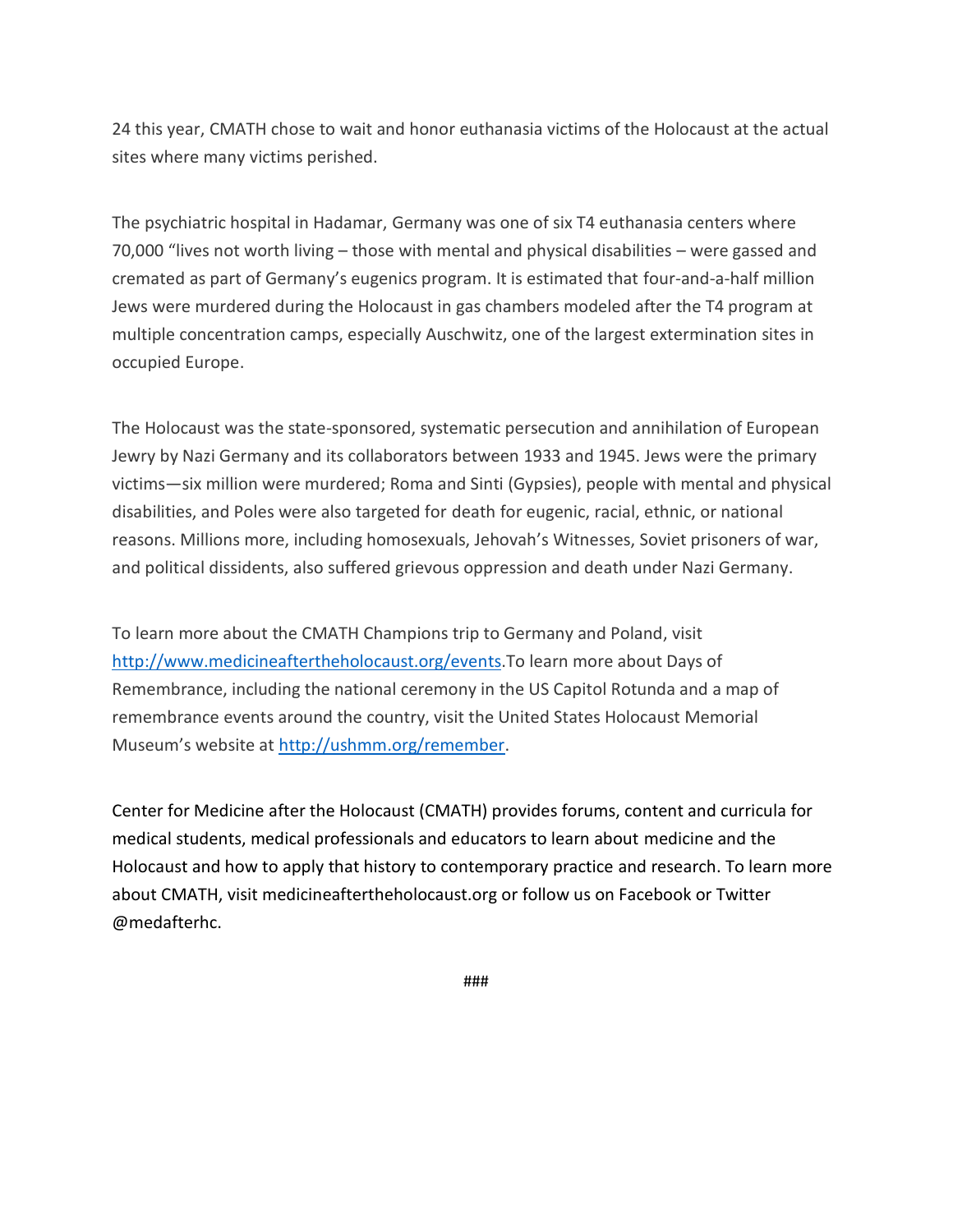24 this year, CMATH chose to wait and honor euthanasia victims of the Holocaust at the actual sites where many victims perished.

The psychiatric hospital in Hadamar, Germany was one of six T4 euthanasia centers where 70,000 "lives not worth living – those with mental and physical disabilities – were gassed and cremated as part of Germany's eugenics program. It is estimated that four-and-a-half million Jews were murdered during the Holocaust in gas chambers modeled after the T4 program at multiple concentration camps, especially Auschwitz, one of the largest extermination sites in occupied Europe.

The Holocaust was the state-sponsored, systematic persecution and annihilation of European Jewry by Nazi Germany and its collaborators between 1933 and 1945. Jews were the primary victims—six million were murdered; Roma and Sinti (Gypsies), people with mental and physical disabilities, and Poles were also targeted for death for eugenic, racial, ethnic, or national reasons. Millions more, including homosexuals, Jehovah's Witnesses, Soviet prisoners of war, and political dissidents, also suffered grievous oppression and death under Nazi Germany.

To learn more about the CMATH Champions trip to Germany and Poland, visit [http://www.medicineaftertheholocaust.org/events](http://www.medicineaftertheholocaust.org/events).To learn more about Days of Remembrance, including the national ceremony in the US Capitol Rotunda and a map of remembrance events around the country, visit the United States Holocaust Memorial Museum's website at [http://ushmm.org/remember](http://ushmm.org/remember).

Center for Medicine after the Holocaust (CMATH) provides forums, content and curricula for medical students, medical professionals and educators to learn about medicine and the Holocaust and how to apply that history to contemporary practice and research. To learn more about CMATH, visit medicineaftertheholocaust.org or follow us on Facebook or Twitter @medafterhc.

###